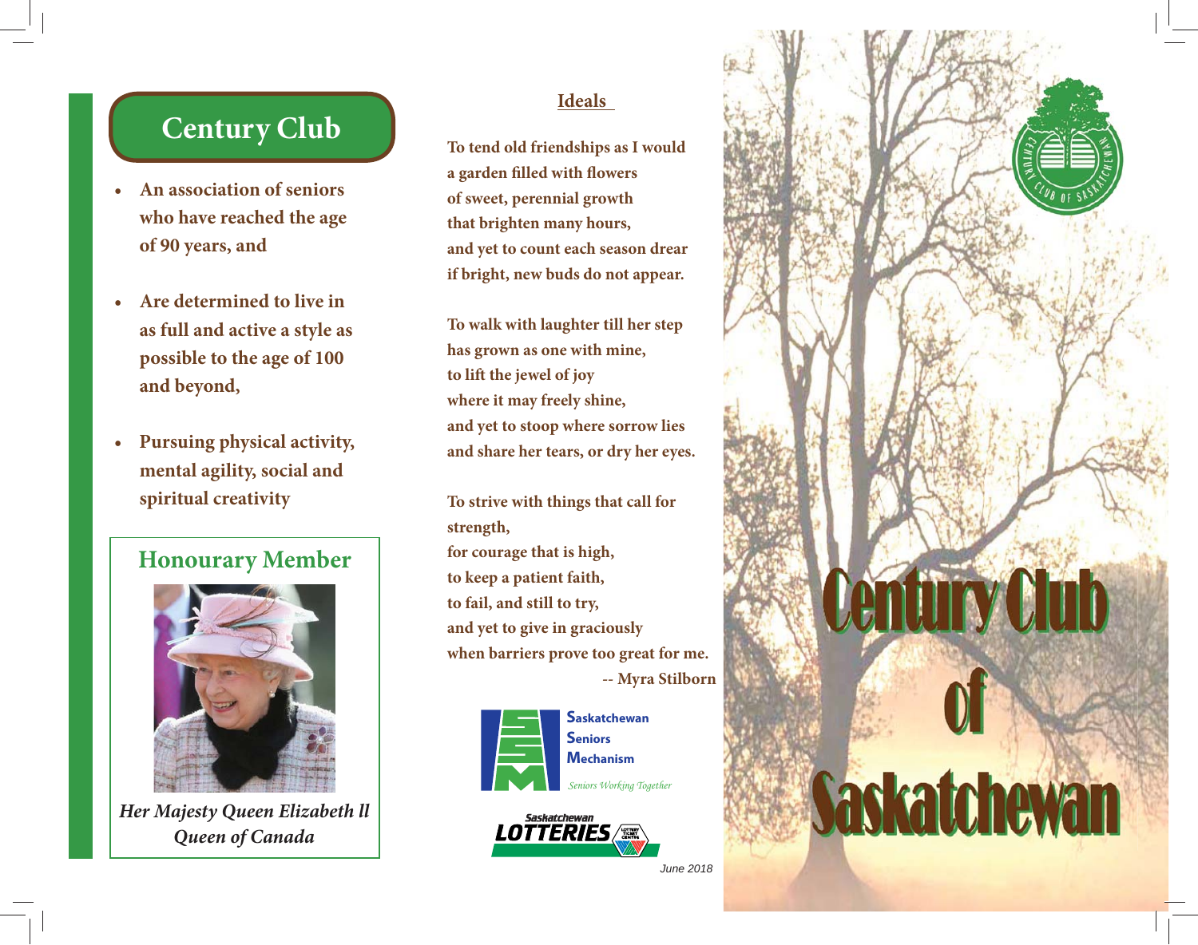# Century Club

- An association of seniors who have reached the age of 90 years, and
- Are determined to live in as full and active a style as possible to the age of 100 and beyond,
- Pursuing physical activity, mental agility, social and spiritual creativity

## Honourary Member

*Her Majesty Queen Elizabeth II*
*Queen of Canada*

## Ideals

To tend old friendships as I would
a garden filled with flowers
of sweet, perennial growth
that brighten many hours,
and yet to count each season drear
if bright, new buds do not appear.

To walk with laughter till her step
has grown as one with mine,
to lift the jewel of joy
where it may freely shine,
and yet to stoop where sorrow lies
and share her tears, or dry her eyes.

To strive with things that call for strength,
for courage that is high,
to keep a patient faith,
to fail, and still to try,
and yet to give in graciously
when barriers prove too great for me.

-- Myra Stilborn

Saskatchewan Seniors Mechanism
*Seniors Working Together*

Saskatchewan Lotteries

*June 2018*

# Century Club of Saskatchewan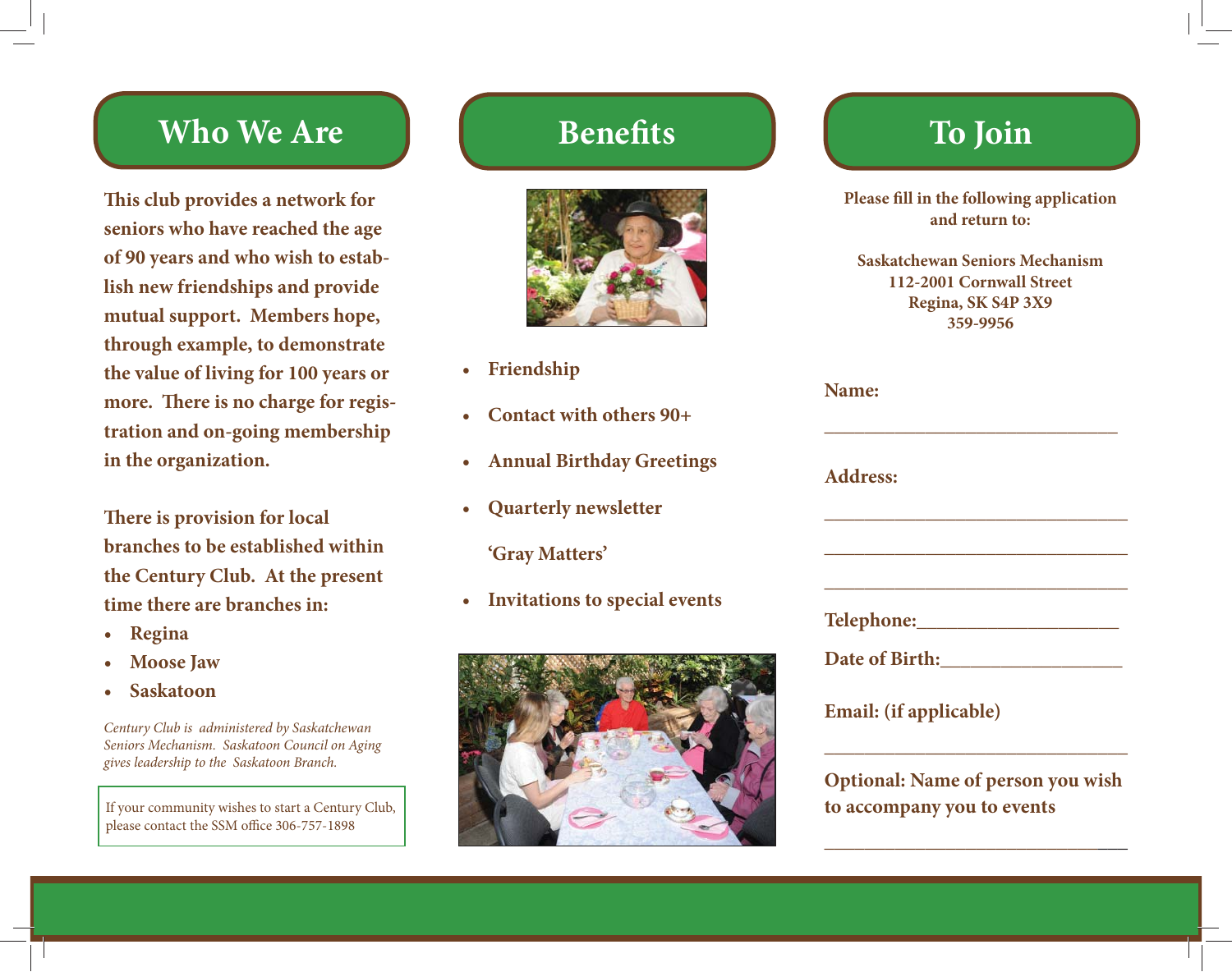## Who We Are

**This club provides a network for seniors who have reached the age of 90 years and who wish to establish new friendships and provide mutual support. Members hope, through example, to demonstrate the value of living for 100 years or more. There is no charge for registration and on-going membership in the organization.**

**There is provision for local branches to be established within the Century Club. At the present time there are branches in:**

- **Regina**
- **Moose Jaw**
- **Saskatoon**

*Century Club is administered by Saskatchewan Seniors Mechanism. Saskatoon Council on Aging gives leadership to the Saskatoon Branch.*

If your community wishes to start a Century Club, please contact the SSM office 306-757-1898

## Benefits

- **Friendship**
- **Contact with others 90+**
- **Annual Birthday Greetings**
- **Quarterly newsletter 'Gray Matters'**
- **Invitations to special events**

## To Join

**Please fill in the following application and return to:**

**Saskatchewan Seniors Mechanism**
**112-2001 Cornwall Street**
**Regina, SK S4P 3X9**
**359-9956**

**Name:**

______________________________

**Address:**

______________________________

______________________________

______________________________

**Telephone:**____________________

**Date of Birth:**__________________

**Email: (if applicable)**

______________________________

**Optional: Name of person you wish to accompany you to events**

______________________________